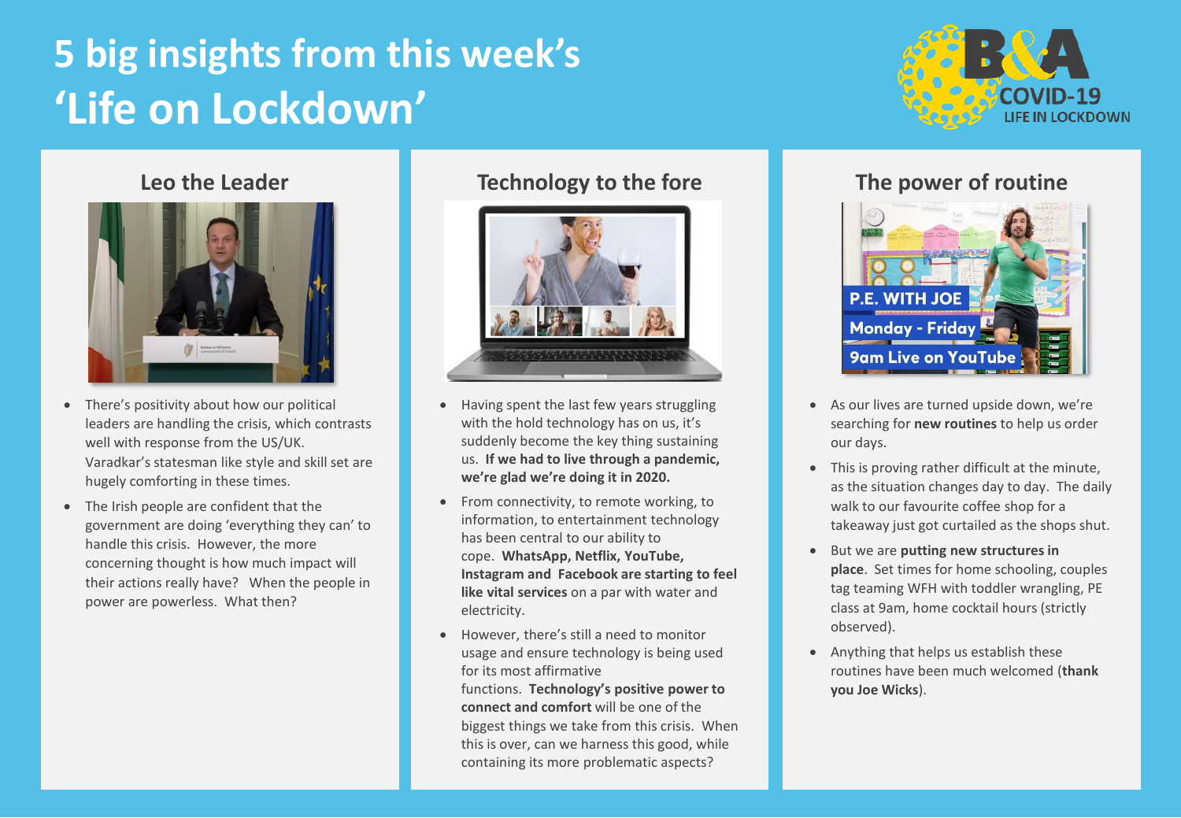# 5 big insights from this week's 'Life on Lockdown'

B&A COVID-19 LIFE IN LOCKDOWN

## Leo the Leader

- There's positivity about how our political leaders are handling the crisis, which contrasts well with response from the US/UK. Varadkar's statesman like style and skill set are hugely comforting in these times.
- The Irish people are confident that the government are doing 'everything they can' to handle this crisis. However, the more concerning thought is how much impact will their actions really have? When the people in power are powerless. What then?

## Technology to the fore

- Having spent the last few years struggling with the hold technology has on us, it's suddenly become the key thing sustaining us. **If we had to live through a pandemic, we're glad we're doing it in 2020.**
- From connectivity, to remote working, to information, to entertainment technology has been central to our ability to cope. **WhatsApp, Netflix, YouTube, Instagram and Facebook are starting to feel like vital services** on a par with water and electricity.
- However, there's still a need to monitor usage and ensure technology is being used for its most affirmative functions. **Technology's positive power to connect and comfort** will be one of the biggest things we take from this crisis. When this is over, can we harness this good, while containing its more problematic aspects?

## The power of routine

P.E. WITH JOE
Monday - Friday
9am Live on YouTube

- As our lives are turned upside down, we're searching for **new routines** to help us order our days.
- This is proving rather difficult at the minute, as the situation changes day to day. The daily walk to our favourite coffee shop for a takeaway just got curtailed as the shops shut.
- But we are **putting new structures in place**. Set times for home schooling, couples tag teaming WFH with toddler wrangling, PE class at 9am, home cocktail hours (strictly observed).
- Anything that helps us establish these routines have been much welcomed (**thank you Joe Wicks**).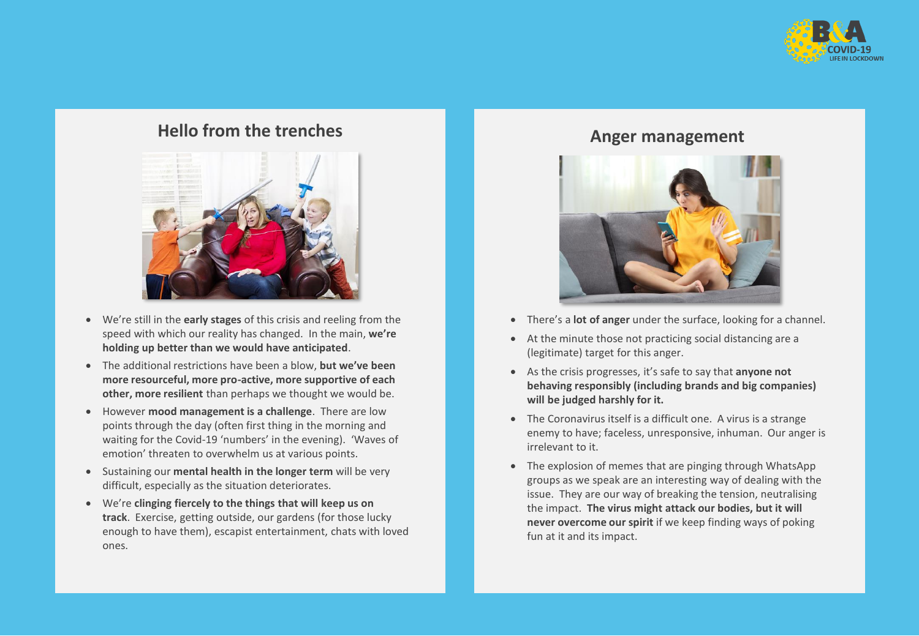## Hello from the trenches

- We're still in the **early stages** of this crisis and reeling from the speed with which our reality has changed. In the main, **we're holding up better than we would have anticipated**.
- The additional restrictions have been a blow, **but we've been more resourceful, more pro-active, more supportive of each other, more resilient** than perhaps we thought we would be.
- However **mood management is a challenge**. There are low points through the day (often first thing in the morning and waiting for the Covid-19 'numbers' in the evening). 'Waves of emotion' threaten to overwhelm us at various points.
- Sustaining our **mental health in the longer term** will be very difficult, especially as the situation deteriorates.
- We're **clinging fiercely to the things that will keep us on track**. Exercise, getting outside, our gardens (for those lucky enough to have them), escapist entertainment, chats with loved ones.

## Anger management

- There's a **lot of anger** under the surface, looking for a channel.
- At the minute those not practicing social distancing are a (legitimate) target for this anger.
- As the crisis progresses, it's safe to say that **anyone not behaving responsibly (including brands and big companies) will be judged harshly for it.**
- The Coronavirus itself is a difficult one. A virus is a strange enemy to have; faceless, unresponsive, inhuman. Our anger is irrelevant to it.
- The explosion of memes that are pinging through WhatsApp groups as we speak are an interesting way of dealing with the issue. They are our way of breaking the tension, neutralising the impact. **The virus might attack our bodies, but it will never overcome our spirit** if we keep finding ways of poking fun at it and its impact.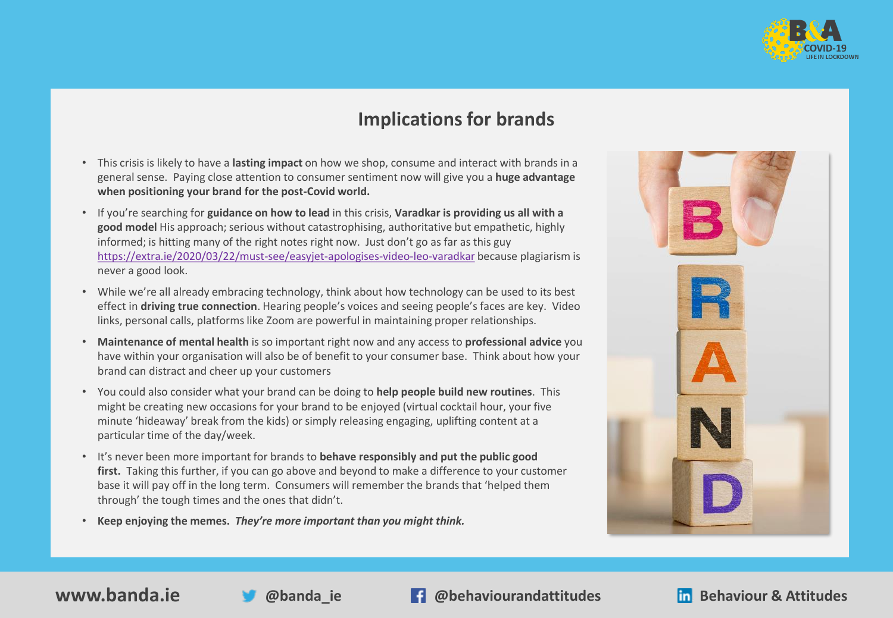## Implications for brands

- This crisis is likely to have a **lasting impact** on how we shop, consume and interact with brands in a general sense. Paying close attention to consumer sentiment now will give you a **huge advantage when positioning your brand for the post-Covid world.**
- If you're searching for **guidance on how to lead** in this crisis, **Varadkar is providing us all with a good model** His approach; serious without catastrophising, authoritative but empathetic, highly informed; is hitting many of the right notes right now. Just don't go as far as this guy https://extra.ie/2020/03/22/must-see/easyjet-apologises-video-leo-varadkar because plagiarism is never a good look.
- While we're all already embracing technology, think about how technology can be used to its best effect in **driving true connection**. Hearing people's voices and seeing people's faces are key. Video links, personal calls, platforms like Zoom are powerful in maintaining proper relationships.
- **Maintenance of mental health** is so important right now and any access to **professional advice** you have within your organisation will also be of benefit to your consumer base. Think about how your brand can distract and cheer up your customers
- You could also consider what your brand can be doing to **help people build new routines**. This might be creating new occasions for your brand to be enjoyed (virtual cocktail hour, your five minute 'hideaway' break from the kids) or simply releasing engaging, uplifting content at a particular time of the day/week.
- It's never been more important for brands to **behave responsibly and put the public good first.** Taking this further, if you can go above and beyond to make a difference to your customer base it will pay off in the long term. Consumers will remember the brands that 'helped them through' the tough times and the ones that didn't.
- **Keep enjoying the memes.** ***They're more important than you might think.***